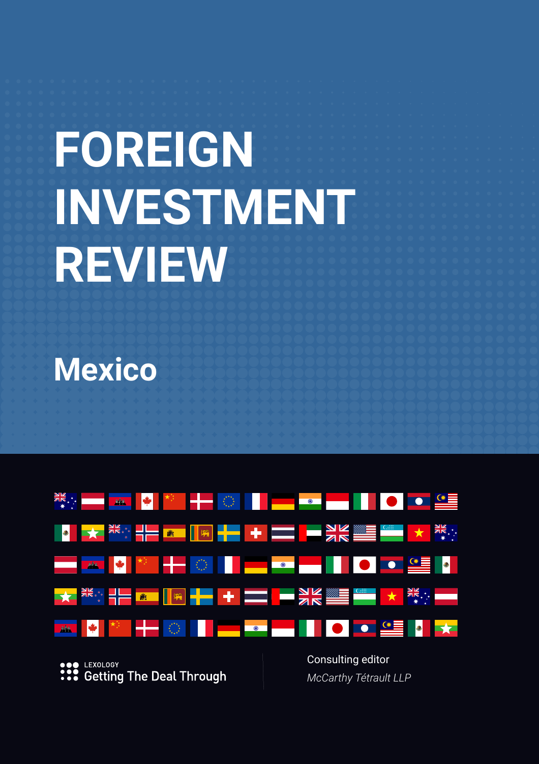# FOREIGN INVESTMENT REVIEW

## Mexico

LEXOLOGY
Getting The Deal Through

Consulting editor
*McCarthy Tétrault LLP*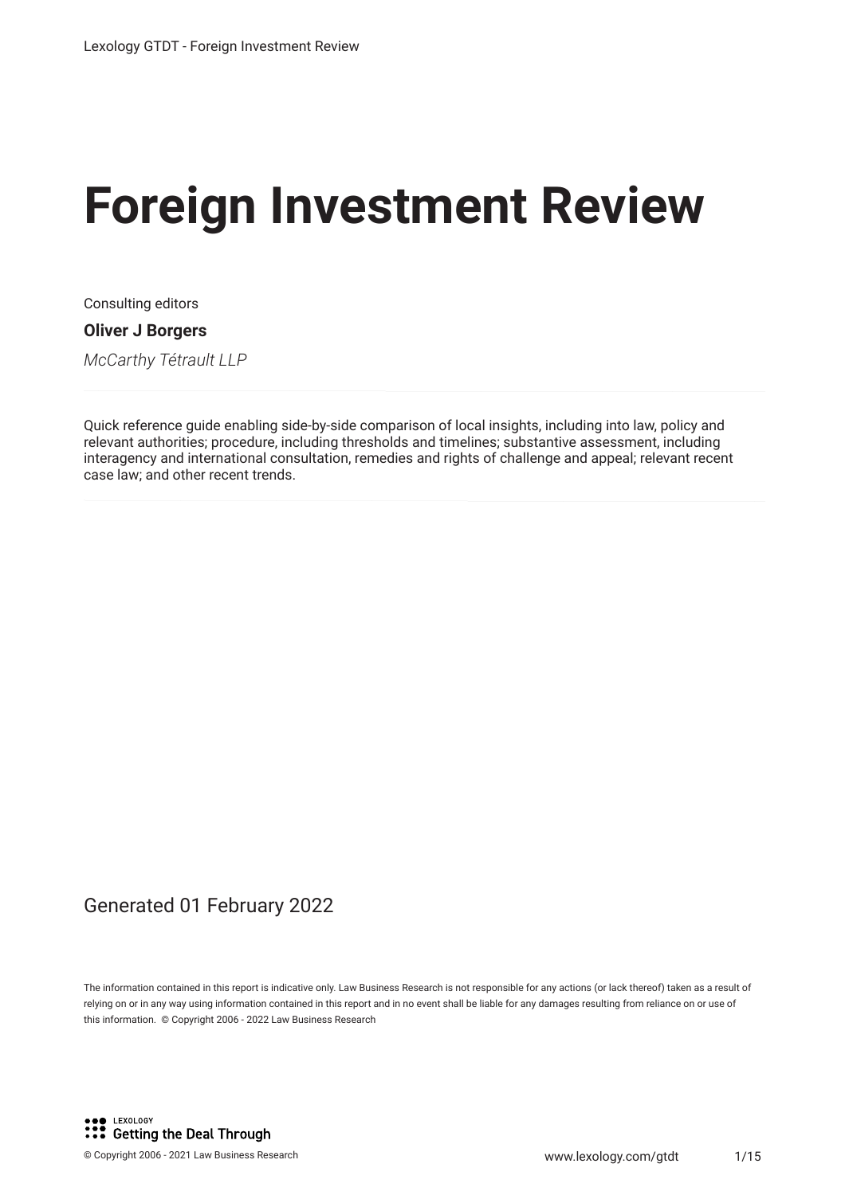# Foreign Investment Review

Consulting editors

**Oliver J Borgers**

*McCarthy Tétrault LLP*

Quick reference guide enabling side-by-side comparison of local insights, including into law, policy and relevant authorities; procedure, including thresholds and timelines; substantive assessment, including interagency and international consultation, remedies and rights of challenge and appeal; relevant recent case law; and other recent trends.

Generated 01 February 2022

The information contained in this report is indicative only. Law Business Research is not responsible for any actions (or lack thereof) taken as a result of relying on or in any way using information contained in this report and in no event shall be liable for any damages resulting from reliance on or use of this information. © Copyright 2006 - 2022 Law Business Research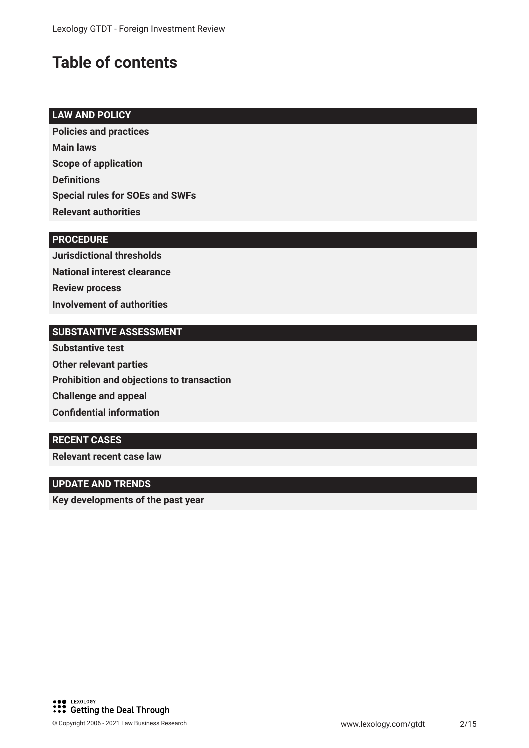# Table of contents

## LAW AND POLICY

**Policies and practices**

**Main laws**

**Scope of application**

**Definitions**

**Special rules for SOEs and SWFs**

**Relevant authorities**

## PROCEDURE

**Jurisdictional thresholds**

**National interest clearance**

**Review process**

**Involvement of authorities**

## SUBSTANTIVE ASSESSMENT

**Substantive test**

**Other relevant parties**

**Prohibition and objections to transaction**

**Challenge and appeal**

**Confidential information**

## RECENT CASES

**Relevant recent case law**

## UPDATE AND TRENDS

**Key developments of the past year**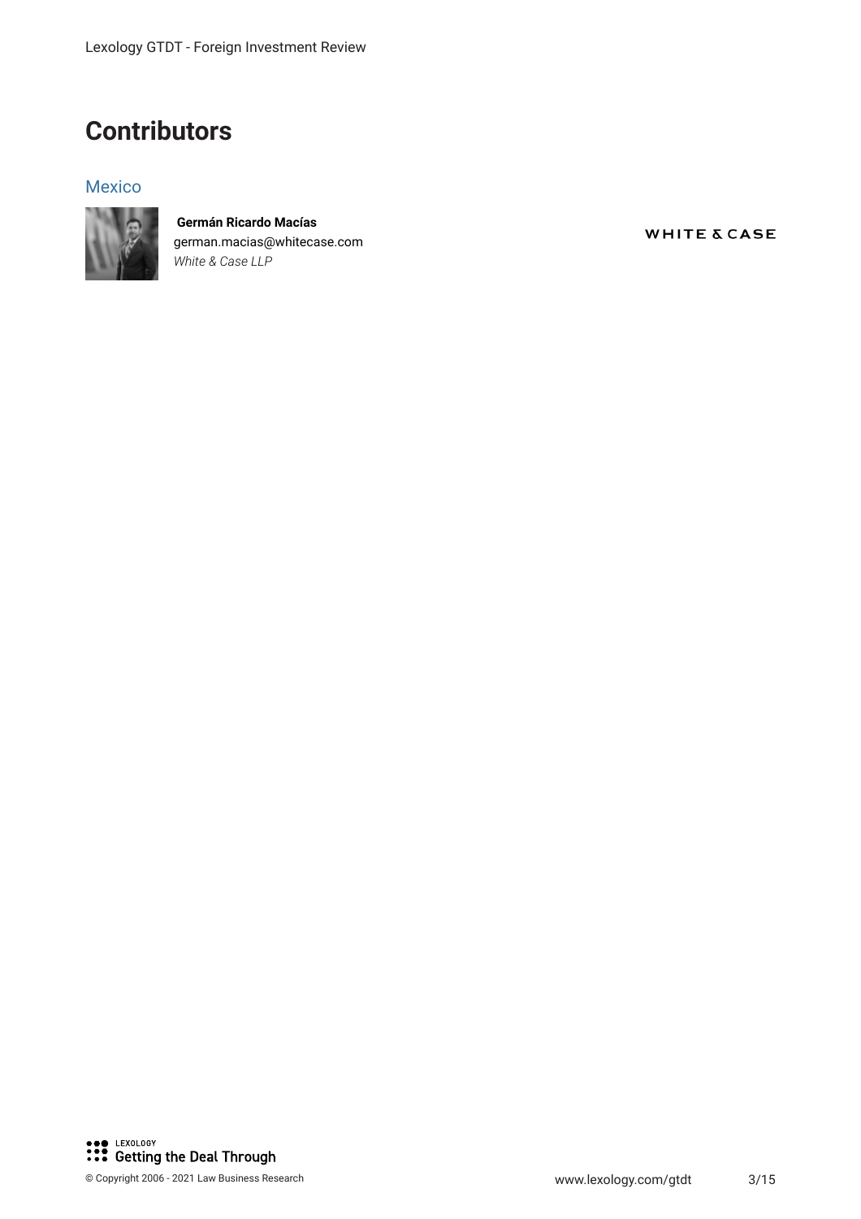# Contributors

## Mexico

**Germán Ricardo Macías**
german.macias@whitecase.com
*White & Case LLP*

WHITE & CASE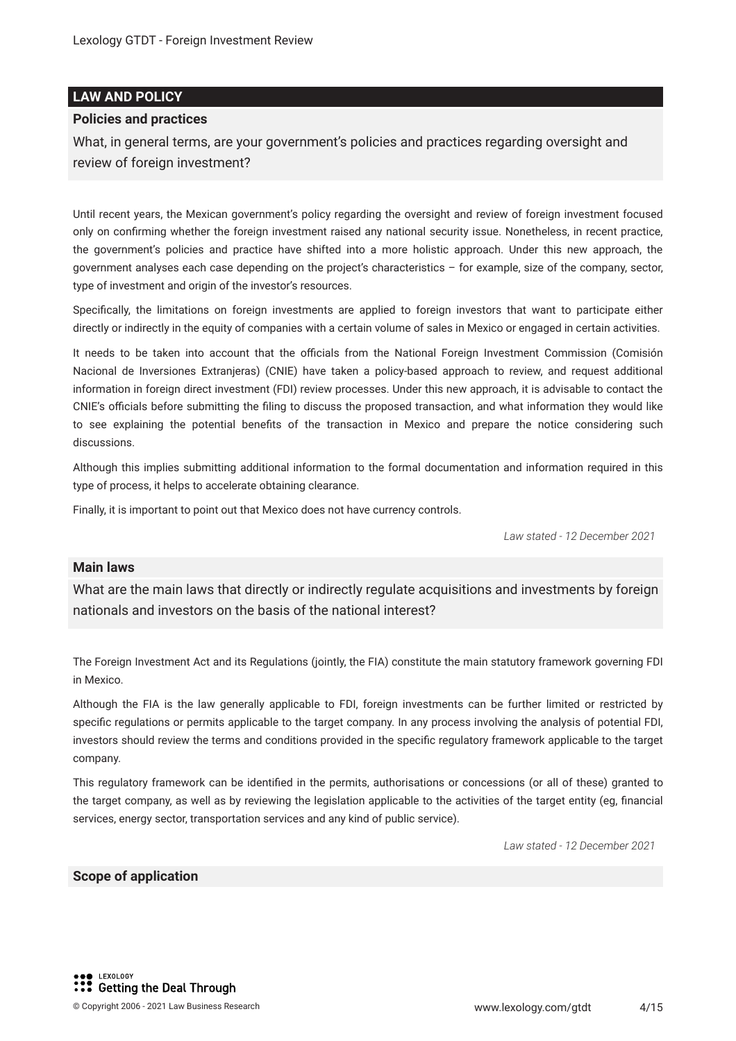## LAW AND POLICY

### Policies and practices

What, in general terms, are your government's policies and practices regarding oversight and review of foreign investment?

Until recent years, the Mexican government's policy regarding the oversight and review of foreign investment focused only on confirming whether the foreign investment raised any national security issue. Nonetheless, in recent practice, the government's policies and practice have shifted into a more holistic approach. Under this new approach, the government analyses each case depending on the project's characteristics – for example, size of the company, sector, type of investment and origin of the investor's resources.

Specifically, the limitations on foreign investments are applied to foreign investors that want to participate either directly or indirectly in the equity of companies with a certain volume of sales in Mexico or engaged in certain activities.

It needs to be taken into account that the officials from the National Foreign Investment Commission (Comisión Nacional de Inversiones Extranjeras) (CNIE) have taken a policy-based approach to review, and request additional information in foreign direct investment (FDI) review processes. Under this new approach, it is advisable to contact the CNIE's officials before submitting the filing to discuss the proposed transaction, and what information they would like to see explaining the potential benefits of the transaction in Mexico and prepare the notice considering such discussions.

Although this implies submitting additional information to the formal documentation and information required in this type of process, it helps to accelerate obtaining clearance.

Finally, it is important to point out that Mexico does not have currency controls.

*Law stated - 12 December 2021*

### Main laws

What are the main laws that directly or indirectly regulate acquisitions and investments by foreign nationals and investors on the basis of the national interest?

The Foreign Investment Act and its Regulations (jointly, the FIA) constitute the main statutory framework governing FDI in Mexico.

Although the FIA is the law generally applicable to FDI, foreign investments can be further limited or restricted by specific regulations or permits applicable to the target company. In any process involving the analysis of potential FDI, investors should review the terms and conditions provided in the specific regulatory framework applicable to the target company.

This regulatory framework can be identified in the permits, authorisations or concessions (or all of these) granted to the target company, as well as by reviewing the legislation applicable to the activities of the target entity (eg, financial services, energy sector, transportation services and any kind of public service).

*Law stated - 12 December 2021*

### Scope of application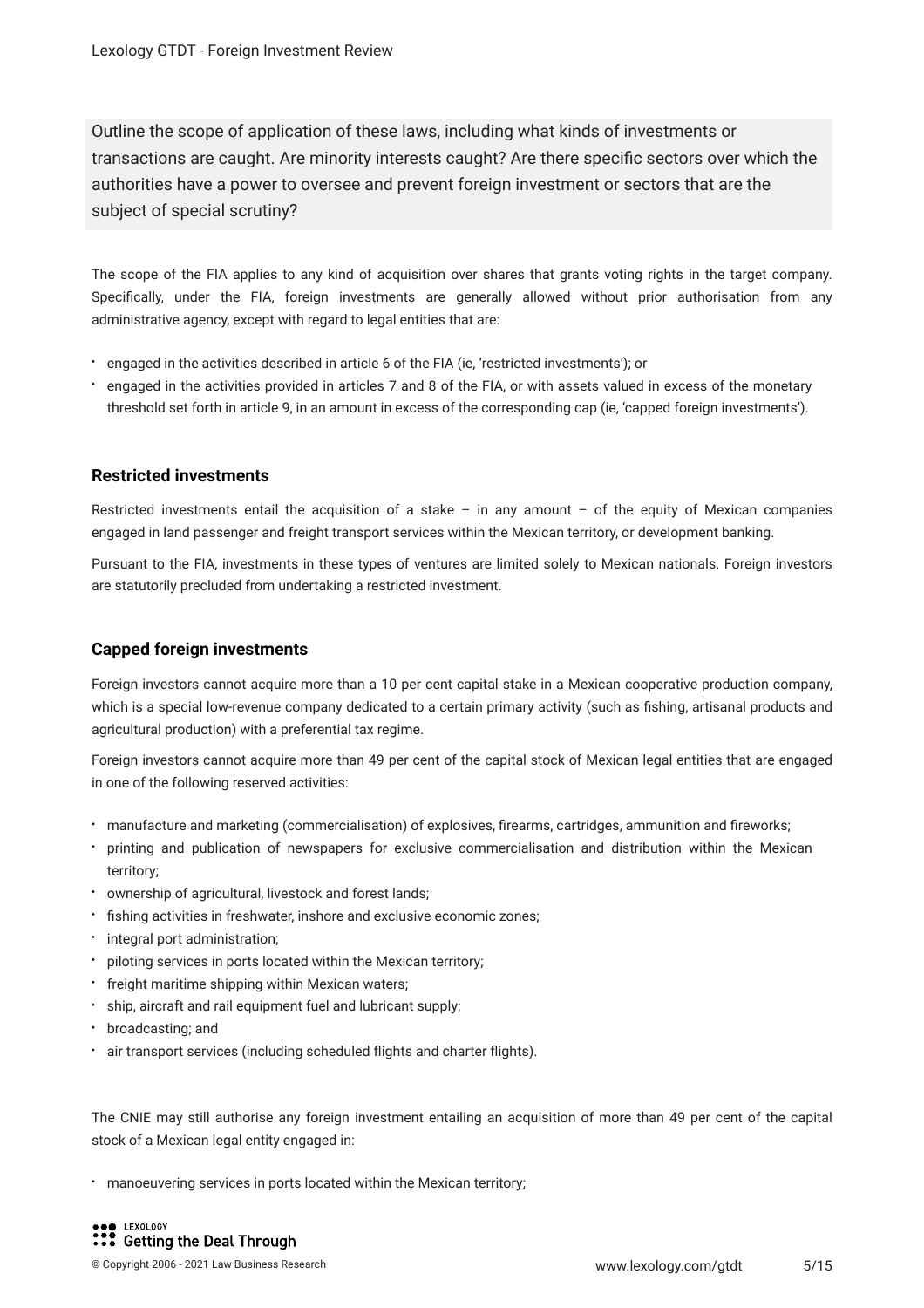Outline the scope of application of these laws, including what kinds of investments or transactions are caught. Are minority interests caught? Are there specific sectors over which the authorities have a power to oversee and prevent foreign investment or sectors that are the subject of special scrutiny?

The scope of the FIA applies to any kind of acquisition over shares that grants voting rights in the target company. Specifically, under the FIA, foreign investments are generally allowed without prior authorisation from any administrative agency, except with regard to legal entities that are:

- engaged in the activities described in article 6 of the FIA (ie, 'restricted investments'); or
- engaged in the activities provided in articles 7 and 8 of the FIA, or with assets valued in excess of the monetary threshold set forth in article 9, in an amount in excess of the corresponding cap (ie, 'capped foreign investments').

### Restricted investments

Restricted investments entail the acquisition of a stake – in any amount – of the equity of Mexican companies engaged in land passenger and freight transport services within the Mexican territory, or development banking.

Pursuant to the FIA, investments in these types of ventures are limited solely to Mexican nationals. Foreign investors are statutorily precluded from undertaking a restricted investment.

### Capped foreign investments

Foreign investors cannot acquire more than a 10 per cent capital stake in a Mexican cooperative production company, which is a special low-revenue company dedicated to a certain primary activity (such as fishing, artisanal products and agricultural production) with a preferential tax regime.

Foreign investors cannot acquire more than 49 per cent of the capital stock of Mexican legal entities that are engaged in one of the following reserved activities:

- manufacture and marketing (commercialisation) of explosives, firearms, cartridges, ammunition and fireworks;
- printing and publication of newspapers for exclusive commercialisation and distribution within the Mexican territory;
- ownership of agricultural, livestock and forest lands;
- fishing activities in freshwater, inshore and exclusive economic zones;
- integral port administration;
- piloting services in ports located within the Mexican territory;
- freight maritime shipping within Mexican waters;
- ship, aircraft and rail equipment fuel and lubricant supply;
- broadcasting; and
- air transport services (including scheduled flights and charter flights).

The CNIE may still authorise any foreign investment entailing an acquisition of more than 49 per cent of the capital stock of a Mexican legal entity engaged in:

- manoeuvering services in ports located within the Mexican territory;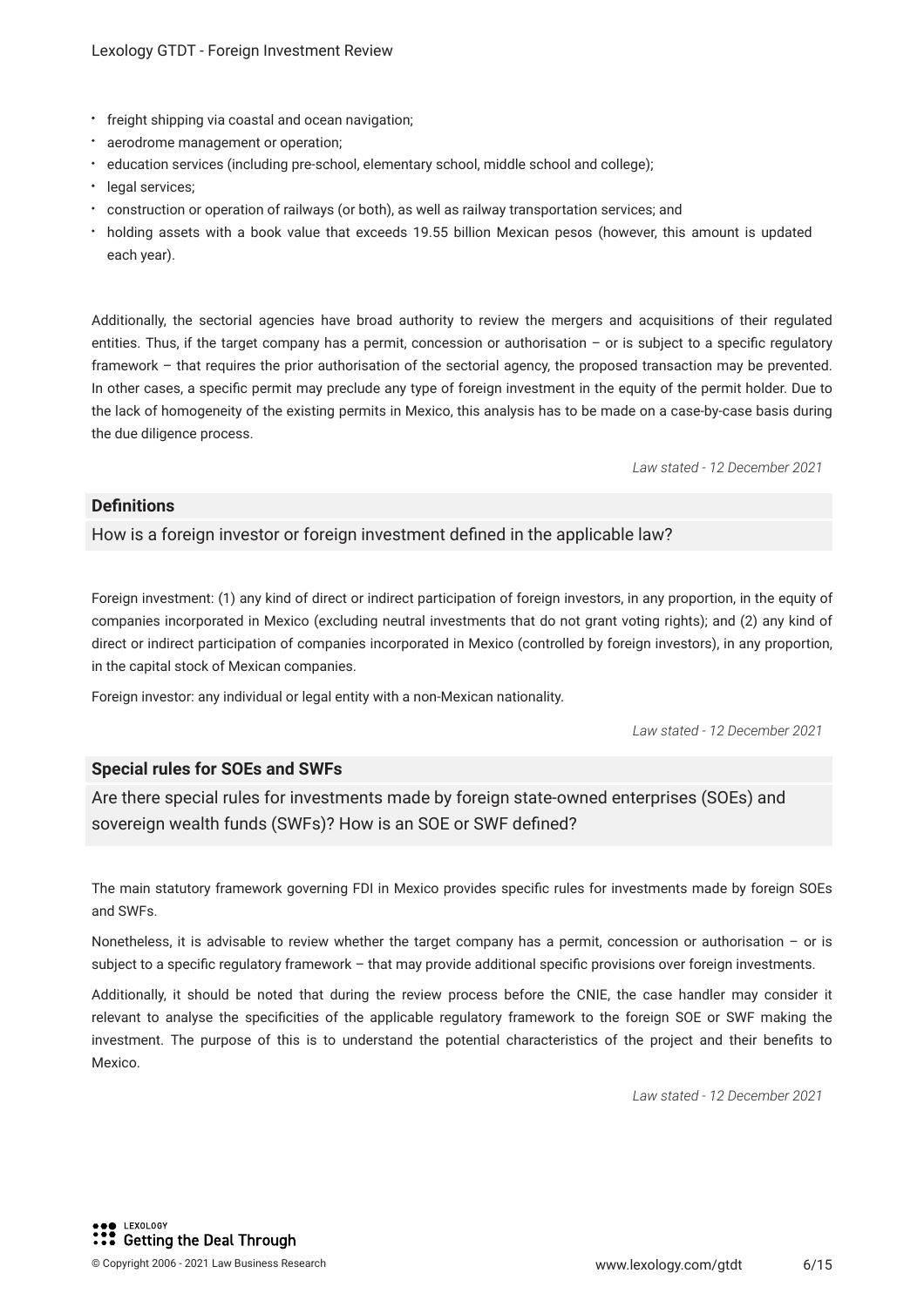- freight shipping via coastal and ocean navigation;
- aerodrome management or operation;
- education services (including pre-school, elementary school, middle school and college);
- legal services;
- construction or operation of railways (or both), as well as railway transportation services; and
- holding assets with a book value that exceeds 19.55 billion Mexican pesos (however, this amount is updated each year).

Additionally, the sectorial agencies have broad authority to review the mergers and acquisitions of their regulated entities. Thus, if the target company has a permit, concession or authorisation – or is subject to a specific regulatory framework – that requires the prior authorisation of the sectorial agency, the proposed transaction may be prevented. In other cases, a specific permit may preclude any type of foreign investment in the equity of the permit holder. Due to the lack of homogeneity of the existing permits in Mexico, this analysis has to be made on a case-by-case basis during the due diligence process.

*Law stated - 12 December 2021*

## Definitions

### How is a foreign investor or foreign investment defined in the applicable law?

Foreign investment: (1) any kind of direct or indirect participation of foreign investors, in any proportion, in the equity of companies incorporated in Mexico (excluding neutral investments that do not grant voting rights); and (2) any kind of direct or indirect participation of companies incorporated in Mexico (controlled by foreign investors), in any proportion, in the capital stock of Mexican companies.

Foreign investor: any individual or legal entity with a non-Mexican nationality.

*Law stated - 12 December 2021*

## Special rules for SOEs and SWFs

### Are there special rules for investments made by foreign state-owned enterprises (SOEs) and sovereign wealth funds (SWFs)? How is an SOE or SWF defined?

The main statutory framework governing FDI in Mexico provides specific rules for investments made by foreign SOEs and SWFs.

Nonetheless, it is advisable to review whether the target company has a permit, concession or authorisation – or is subject to a specific regulatory framework – that may provide additional specific provisions over foreign investments.

Additionally, it should be noted that during the review process before the CNIE, the case handler may consider it relevant to analyse the specificities of the applicable regulatory framework to the foreign SOE or SWF making the investment. The purpose of this is to understand the potential characteristics of the project and their benefits to Mexico.

*Law stated - 12 December 2021*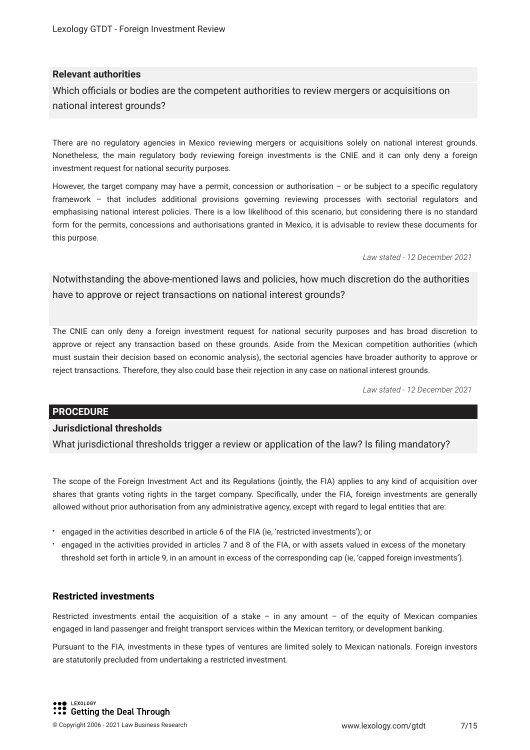### Relevant authorities

Which officials or bodies are the competent authorities to review mergers or acquisitions on national interest grounds?

There are no regulatory agencies in Mexico reviewing mergers or acquisitions solely on national interest grounds. Nonetheless, the main regulatory body reviewing foreign investments is the CNIE and it can only deny a foreign investment request for national security purposes.

However, the target company may have a permit, concession or authorisation – or be subject to a specific regulatory framework – that includes additional provisions governing reviewing processes with sectorial regulators and emphasising national interest policies. There is a low likelihood of this scenario, but considering there is no standard form for the permits, concessions and authorisations granted in Mexico, it is advisable to review these documents for this purpose.

*Law stated - 12 December 2021*

Notwithstanding the above-mentioned laws and policies, how much discretion do the authorities have to approve or reject transactions on national interest grounds?

The CNIE can only deny a foreign investment request for national security purposes and has broad discretion to approve or reject any transaction based on these grounds. Aside from the Mexican competition authorities (which must sustain their decision based on economic analysis), the sectorial agencies have broader authority to approve or reject transactions. Therefore, they also could base their rejection in any case on national interest grounds.

*Law stated - 12 December 2021*

## PROCEDURE

### Jurisdictional thresholds

What jurisdictional thresholds trigger a review or application of the law? Is filing mandatory?

The scope of the Foreign Investment Act and its Regulations (jointly, the FIA) applies to any kind of acquisition over shares that grants voting rights in the target company. Specifically, under the FIA, foreign investments are generally allowed without prior authorisation from any administrative agency, except with regard to legal entities that are:

- engaged in the activities described in article 6 of the FIA (ie, 'restricted investments'); or
- engaged in the activities provided in articles 7 and 8 of the FIA, or with assets valued in excess of the monetary threshold set forth in article 9, in an amount in excess of the corresponding cap (ie, 'capped foreign investments').

### Restricted investments

Restricted investments entail the acquisition of a stake – in any amount – of the equity of Mexican companies engaged in land passenger and freight transport services within the Mexican territory, or development banking.

Pursuant to the FIA, investments in these types of ventures are limited solely to Mexican nationals. Foreign investors are statutorily precluded from undertaking a restricted investment.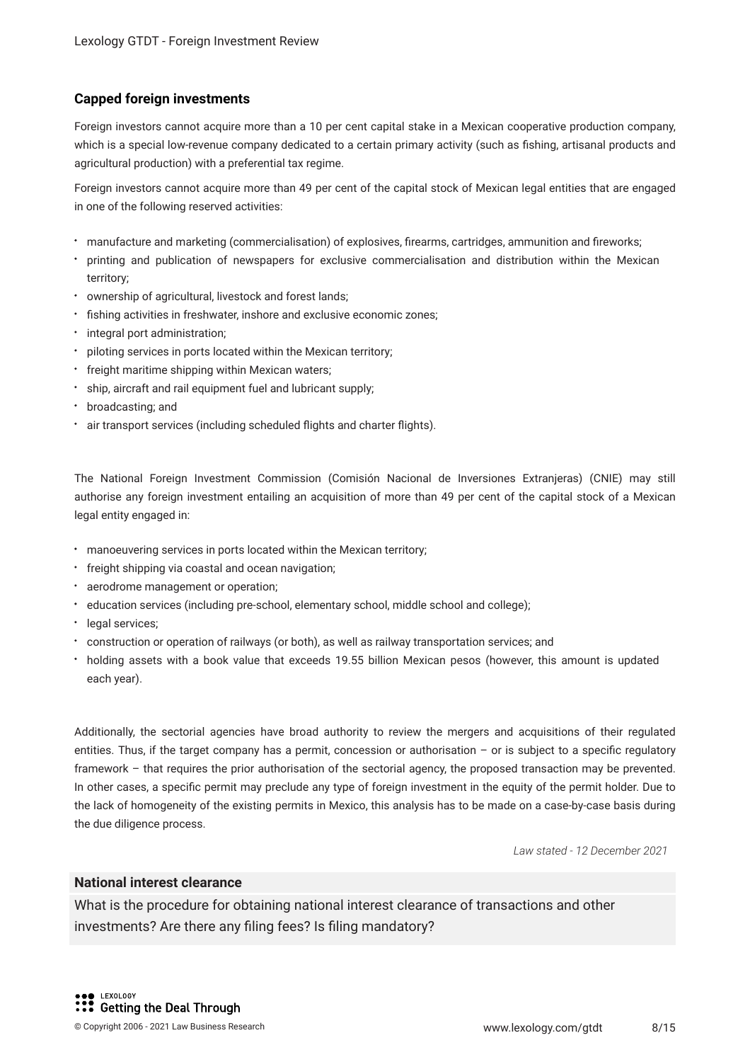### Capped foreign investments

Foreign investors cannot acquire more than a 10 per cent capital stake in a Mexican cooperative production company, which is a special low-revenue company dedicated to a certain primary activity (such as fishing, artisanal products and agricultural production) with a preferential tax regime.

Foreign investors cannot acquire more than 49 per cent of the capital stock of Mexican legal entities that are engaged in one of the following reserved activities:

- manufacture and marketing (commercialisation) of explosives, firearms, cartridges, ammunition and fireworks;
- printing and publication of newspapers for exclusive commercialisation and distribution within the Mexican territory;
- ownership of agricultural, livestock and forest lands;
- fishing activities in freshwater, inshore and exclusive economic zones;
- integral port administration;
- piloting services in ports located within the Mexican territory;
- freight maritime shipping within Mexican waters;
- ship, aircraft and rail equipment fuel and lubricant supply;
- broadcasting; and
- air transport services (including scheduled flights and charter flights).

The National Foreign Investment Commission (Comisión Nacional de Inversiones Extranjeras) (CNIE) may still authorise any foreign investment entailing an acquisition of more than 49 per cent of the capital stock of a Mexican legal entity engaged in:

- manoeuvering services in ports located within the Mexican territory;
- freight shipping via coastal and ocean navigation;
- aerodrome management or operation;
- education services (including pre-school, elementary school, middle school and college);
- legal services;
- construction or operation of railways (or both), as well as railway transportation services; and
- holding assets with a book value that exceeds 19.55 billion Mexican pesos (however, this amount is updated each year).

Additionally, the sectorial agencies have broad authority to review the mergers and acquisitions of their regulated entities. Thus, if the target company has a permit, concession or authorisation – or is subject to a specific regulatory framework – that requires the prior authorisation of the sectorial agency, the proposed transaction may be prevented. In other cases, a specific permit may preclude any type of foreign investment in the equity of the permit holder. Due to the lack of homogeneity of the existing permits in Mexico, this analysis has to be made on a case-by-case basis during the due diligence process.

*Law stated - 12 December 2021*

### National interest clearance

What is the procedure for obtaining national interest clearance of transactions and other investments? Are there any filing fees? Is filing mandatory?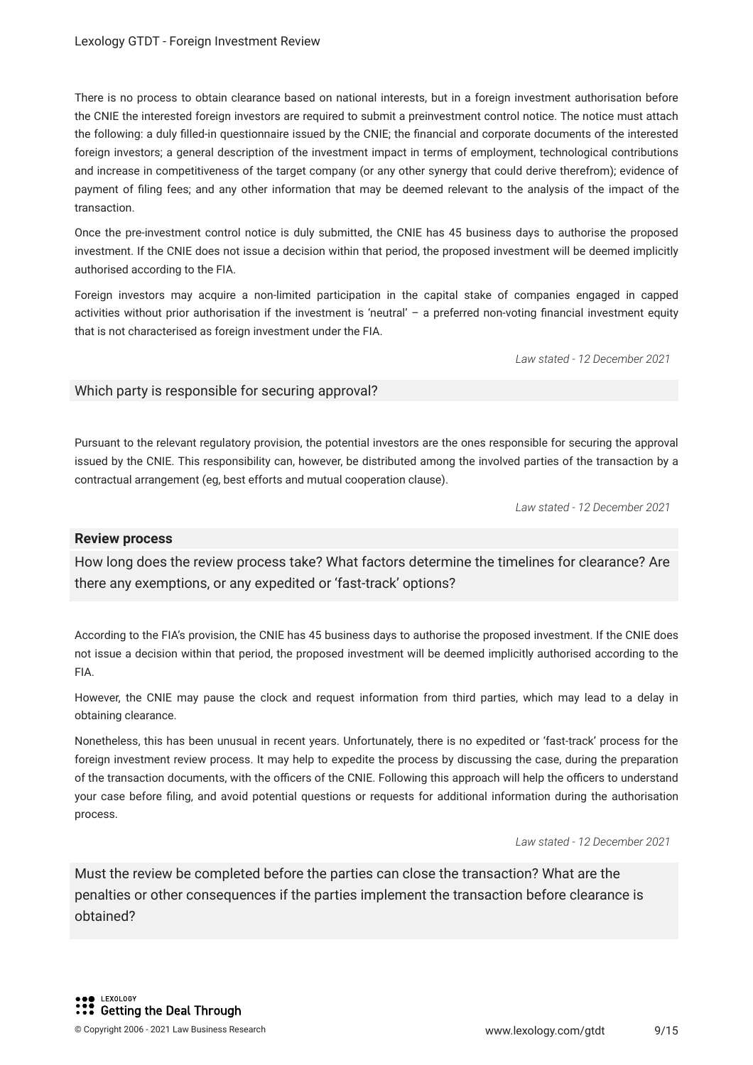There is no process to obtain clearance based on national interests, but in a foreign investment authorisation before the CNIE the interested foreign investors are required to submit a preinvestment control notice. The notice must attach the following: a duly filled-in questionnaire issued by the CNIE; the financial and corporate documents of the interested foreign investors; a general description of the investment impact in terms of employment, technological contributions and increase in competitiveness of the target company (or any other synergy that could derive therefrom); evidence of payment of filing fees; and any other information that may be deemed relevant to the analysis of the impact of the transaction.

Once the pre-investment control notice is duly submitted, the CNIE has 45 business days to authorise the proposed investment. If the CNIE does not issue a decision within that period, the proposed investment will be deemed implicitly authorised according to the FIA.

Foreign investors may acquire a non-limited participation in the capital stake of companies engaged in capped activities without prior authorisation if the investment is 'neutral' – a preferred non-voting financial investment equity that is not characterised as foreign investment under the FIA.

*Law stated - 12 December 2021*

### Which party is responsible for securing approval?

Pursuant to the relevant regulatory provision, the potential investors are the ones responsible for securing the approval issued by the CNIE. This responsibility can, however, be distributed among the involved parties of the transaction by a contractual arrangement (eg, best efforts and mutual cooperation clause).

*Law stated - 12 December 2021*

## Review process

### How long does the review process take? What factors determine the timelines for clearance? Are there any exemptions, or any expedited or 'fast-track' options?

According to the FIA's provision, the CNIE has 45 business days to authorise the proposed investment. If the CNIE does not issue a decision within that period, the proposed investment will be deemed implicitly authorised according to the FIA.

However, the CNIE may pause the clock and request information from third parties, which may lead to a delay in obtaining clearance.

Nonetheless, this has been unusual in recent years. Unfortunately, there is no expedited or 'fast-track' process for the foreign investment review process. It may help to expedite the process by discussing the case, during the preparation of the transaction documents, with the officers of the CNIE. Following this approach will help the officers to understand your case before filing, and avoid potential questions or requests for additional information during the authorisation process.

*Law stated - 12 December 2021*

### Must the review be completed before the parties can close the transaction? What are the penalties or other consequences if the parties implement the transaction before clearance is obtained?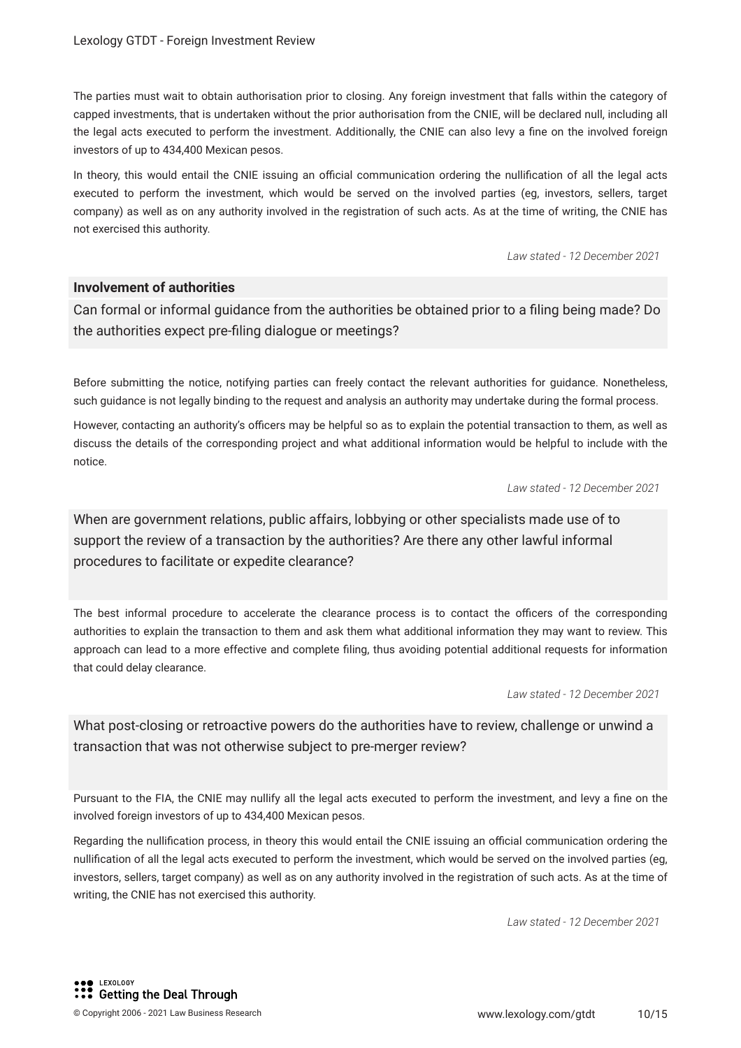The parties must wait to obtain authorisation prior to closing. Any foreign investment that falls within the category of capped investments, that is undertaken without the prior authorisation from the CNIE, will be declared null, including all the legal acts executed to perform the investment. Additionally, the CNIE can also levy a fine on the involved foreign investors of up to 434,400 Mexican pesos.

In theory, this would entail the CNIE issuing an official communication ordering the nullification of all the legal acts executed to perform the investment, which would be served on the involved parties (eg, investors, sellers, target company) as well as on any authority involved in the registration of such acts. As at the time of writing, the CNIE has not exercised this authority.

*Law stated - 12 December 2021*

## Involvement of authorities

### Can formal or informal guidance from the authorities be obtained prior to a filing being made? Do the authorities expect pre-filing dialogue or meetings?

Before submitting the notice, notifying parties can freely contact the relevant authorities for guidance. Nonetheless, such guidance is not legally binding to the request and analysis an authority may undertake during the formal process.

However, contacting an authority's officers may be helpful so as to explain the potential transaction to them, as well as discuss the details of the corresponding project and what additional information would be helpful to include with the notice.

*Law stated - 12 December 2021*

### When are government relations, public affairs, lobbying or other specialists made use of to support the review of a transaction by the authorities? Are there any other lawful informal procedures to facilitate or expedite clearance?

The best informal procedure to accelerate the clearance process is to contact the officers of the corresponding authorities to explain the transaction to them and ask them what additional information they may want to review. This approach can lead to a more effective and complete filing, thus avoiding potential additional requests for information that could delay clearance.

*Law stated - 12 December 2021*

### What post-closing or retroactive powers do the authorities have to review, challenge or unwind a transaction that was not otherwise subject to pre-merger review?

Pursuant to the FIA, the CNIE may nullify all the legal acts executed to perform the investment, and levy a fine on the involved foreign investors of up to 434,400 Mexican pesos.

Regarding the nullification process, in theory this would entail the CNIE issuing an official communication ordering the nullification of all the legal acts executed to perform the investment, which would be served on the involved parties (eg, investors, sellers, target company) as well as on any authority involved in the registration of such acts. As at the time of writing, the CNIE has not exercised this authority.

*Law stated - 12 December 2021*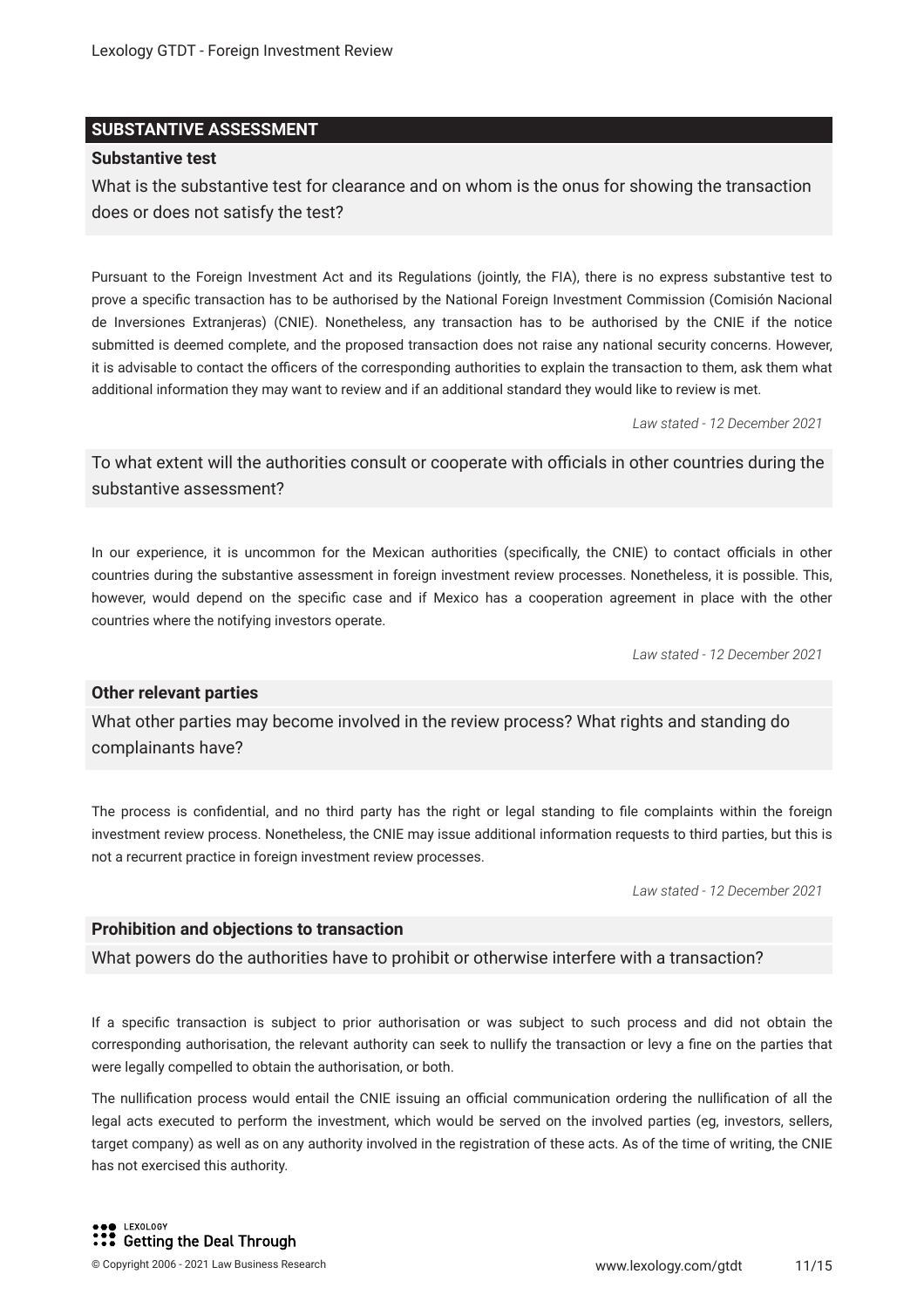## SUBSTANTIVE ASSESSMENT

### Substantive test

What is the substantive test for clearance and on whom is the onus for showing the transaction does or does not satisfy the test?

Pursuant to the Foreign Investment Act and its Regulations (jointly, the FIA), there is no express substantive test to prove a specific transaction has to be authorised by the National Foreign Investment Commission (Comisión Nacional de Inversiones Extranjeras) (CNIE). Nonetheless, any transaction has to be authorised by the CNIE if the notice submitted is deemed complete, and the proposed transaction does not raise any national security concerns. However, it is advisable to contact the officers of the corresponding authorities to explain the transaction to them, ask them what additional information they may want to review and if an additional standard they would like to review is met.

*Law stated - 12 December 2021*

To what extent will the authorities consult or cooperate with officials in other countries during the substantive assessment?

In our experience, it is uncommon for the Mexican authorities (specifically, the CNIE) to contact officials in other countries during the substantive assessment in foreign investment review processes. Nonetheless, it is possible. This, however, would depend on the specific case and if Mexico has a cooperation agreement in place with the other countries where the notifying investors operate.

*Law stated - 12 December 2021*

### Other relevant parties

What other parties may become involved in the review process? What rights and standing do complainants have?

The process is confidential, and no third party has the right or legal standing to file complaints within the foreign investment review process. Nonetheless, the CNIE may issue additional information requests to third parties, but this is not a recurrent practice in foreign investment review processes.

*Law stated - 12 December 2021*

### Prohibition and objections to transaction

What powers do the authorities have to prohibit or otherwise interfere with a transaction?

If a specific transaction is subject to prior authorisation or was subject to such process and did not obtain the corresponding authorisation, the relevant authority can seek to nullify the transaction or levy a fine on the parties that were legally compelled to obtain the authorisation, or both.

The nullification process would entail the CNIE issuing an official communication ordering the nullification of all the legal acts executed to perform the investment, which would be served on the involved parties (eg, investors, sellers, target company) as well as on any authority involved in the registration of these acts. As of the time of writing, the CNIE has not exercised this authority.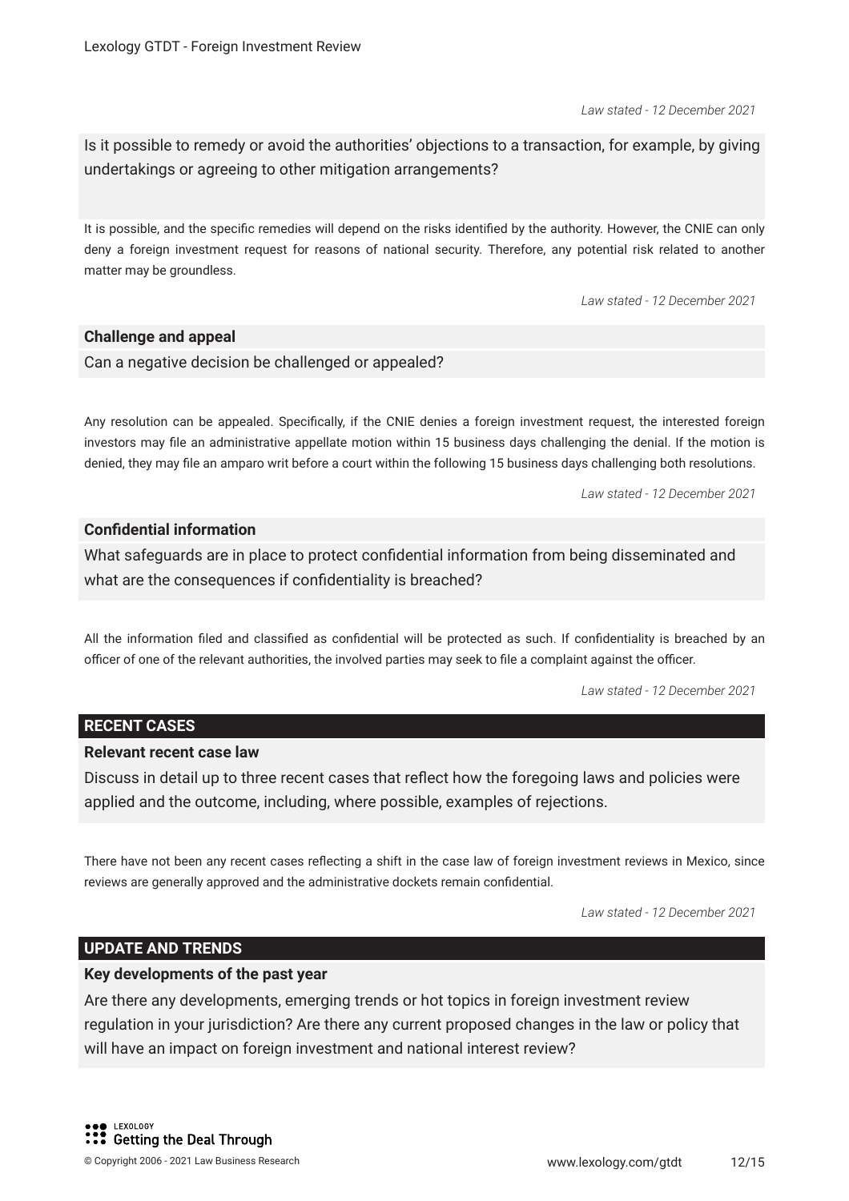*Law stated - 12 December 2021*

Is it possible to remedy or avoid the authorities' objections to a transaction, for example, by giving undertakings or agreeing to other mitigation arrangements?

It is possible, and the specific remedies will depend on the risks identified by the authority. However, the CNIE can only deny a foreign investment request for reasons of national security. Therefore, any potential risk related to another matter may be groundless.

*Law stated - 12 December 2021*

**Challenge and appeal**

Can a negative decision be challenged or appealed?

Any resolution can be appealed. Specifically, if the CNIE denies a foreign investment request, the interested foreign investors may file an administrative appellate motion within 15 business days challenging the denial. If the motion is denied, they may file an amparo writ before a court within the following 15 business days challenging both resolutions.

*Law stated - 12 December 2021*

**Confidential information**

What safeguards are in place to protect confidential information from being disseminated and what are the consequences if confidentiality is breached?

All the information filed and classified as confidential will be protected as such. If confidentiality is breached by an officer of one of the relevant authorities, the involved parties may seek to file a complaint against the officer.

*Law stated - 12 December 2021*

## RECENT CASES

**Relevant recent case law**

Discuss in detail up to three recent cases that reflect how the foregoing laws and policies were applied and the outcome, including, where possible, examples of rejections.

There have not been any recent cases reflecting a shift in the case law of foreign investment reviews in Mexico, since reviews are generally approved and the administrative dockets remain confidential.

*Law stated - 12 December 2021*

## UPDATE AND TRENDS

**Key developments of the past year**

Are there any developments, emerging trends or hot topics in foreign investment review regulation in your jurisdiction? Are there any current proposed changes in the law or policy that will have an impact on foreign investment and national interest review?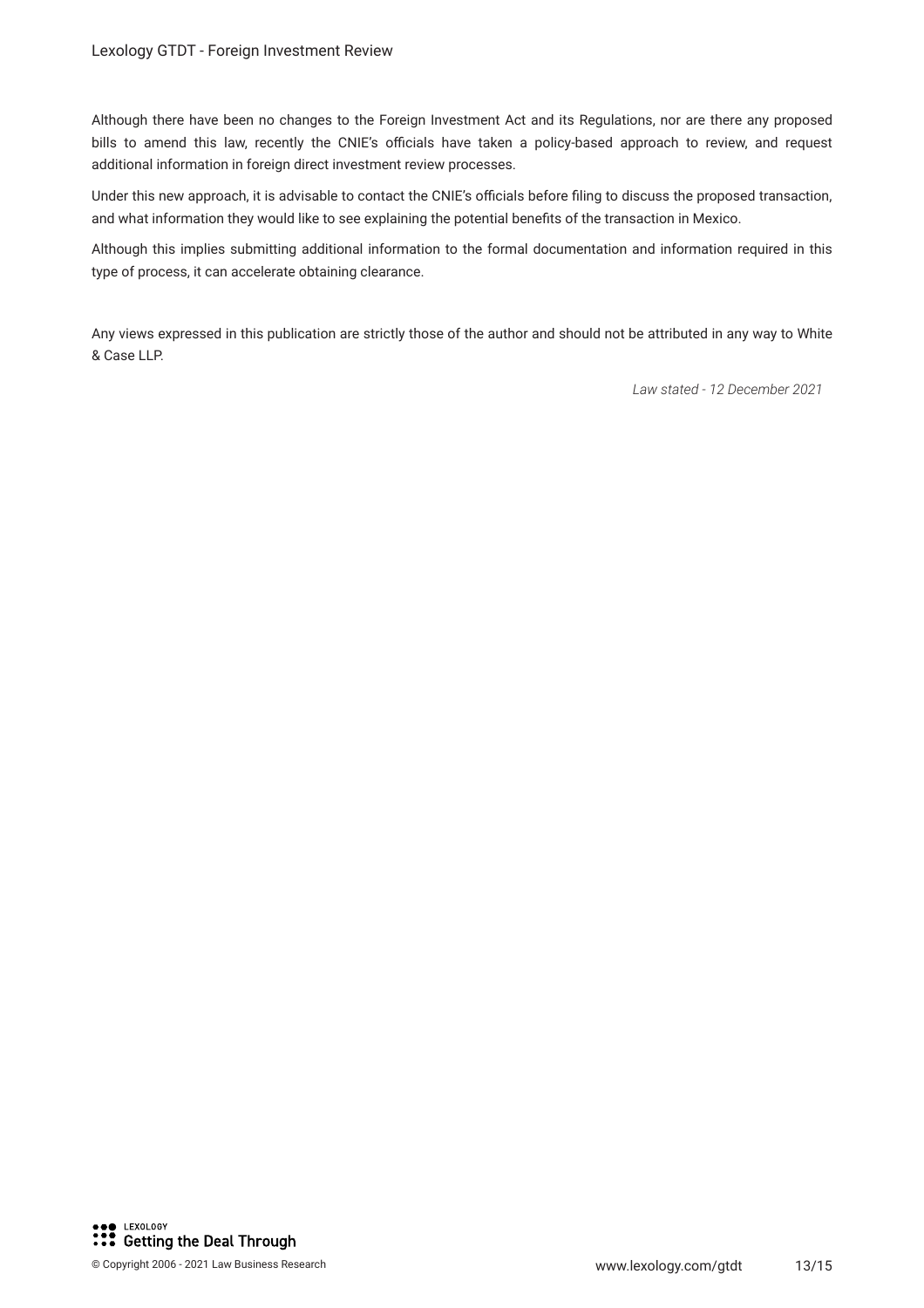Although there have been no changes to the Foreign Investment Act and its Regulations, nor are there any proposed bills to amend this law, recently the CNIE's officials have taken a policy-based approach to review, and request additional information in foreign direct investment review processes.

Under this new approach, it is advisable to contact the CNIE's officials before filing to discuss the proposed transaction, and what information they would like to see explaining the potential benefits of the transaction in Mexico.

Although this implies submitting additional information to the formal documentation and information required in this type of process, it can accelerate obtaining clearance.

Any views expressed in this publication are strictly those of the author and should not be attributed in any way to White & Case LLP.

*Law stated - 12 December 2021*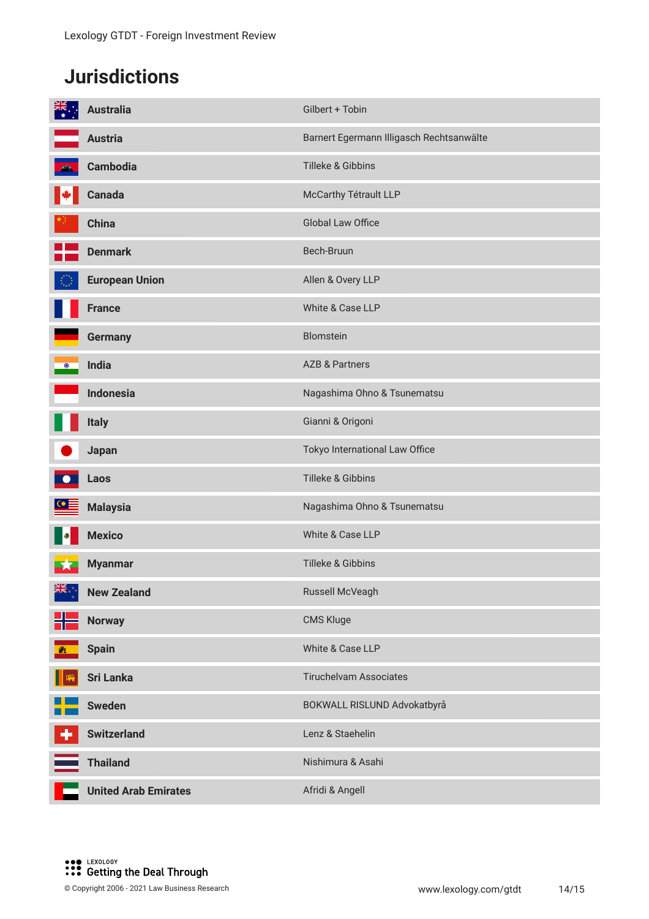# Jurisdictions

| | |
|---|---|
| **Australia** | Gilbert + Tobin |
| **Austria** | Barnert Egermann Illigasch Rechtsanwälte |
| **Cambodia** | Tilleke & Gibbins |
| **Canada** | McCarthy Tétrault LLP |
| **China** | Global Law Office |
| **Denmark** | Bech-Bruun |
| **European Union** | Allen & Overy LLP |
| **France** | White & Case LLP |
| **Germany** | Blomstein |
| **India** | AZB & Partners |
| **Indonesia** | Nagashima Ohno & Tsunematsu |
| **Italy** | Gianni & Origoni |
| **Japan** | Tokyo International Law Office |
| **Laos** | Tilleke & Gibbins |
| **Malaysia** | Nagashima Ohno & Tsunematsu |
| **Mexico** | White & Case LLP |
| **Myanmar** | Tilleke & Gibbins |
| **New Zealand** | Russell McVeagh |
| **Norway** | CMS Kluge |
| **Spain** | White & Case LLP |
| **Sri Lanka** | Tiruchelvam Associates |
| **Sweden** | BOKWALL RISLUND Advokatbyrå |
| **Switzerland** | Lenz & Staehelin |
| **Thailand** | Nishimura & Asahi |
| **United Arab Emirates** | Afridi & Angell |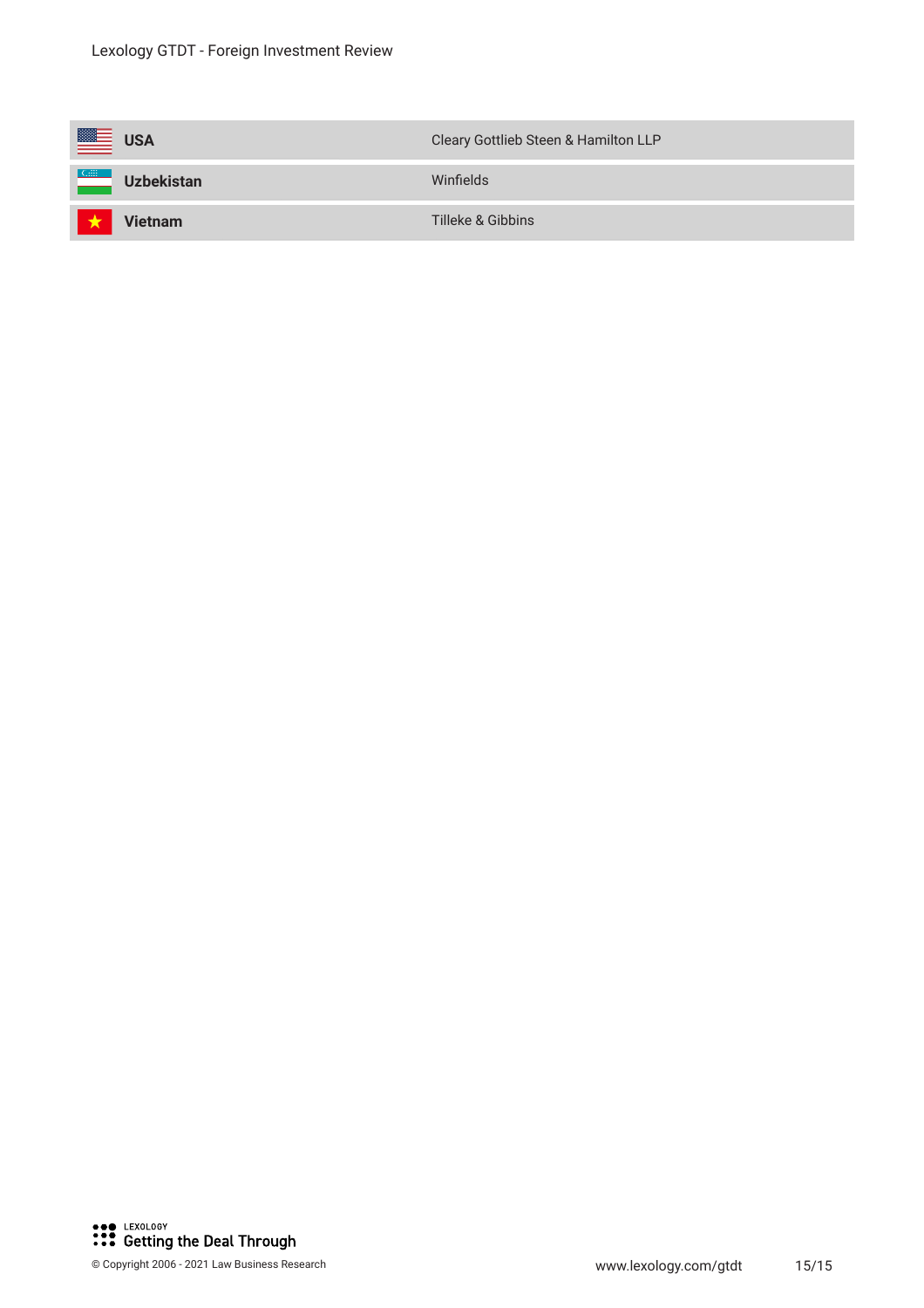| | |
|---|---|
| **USA** | Cleary Gottlieb Steen & Hamilton LLP |
| **Uzbekistan** | Winfields |
| **Vietnam** | Tilleke & Gibbins |